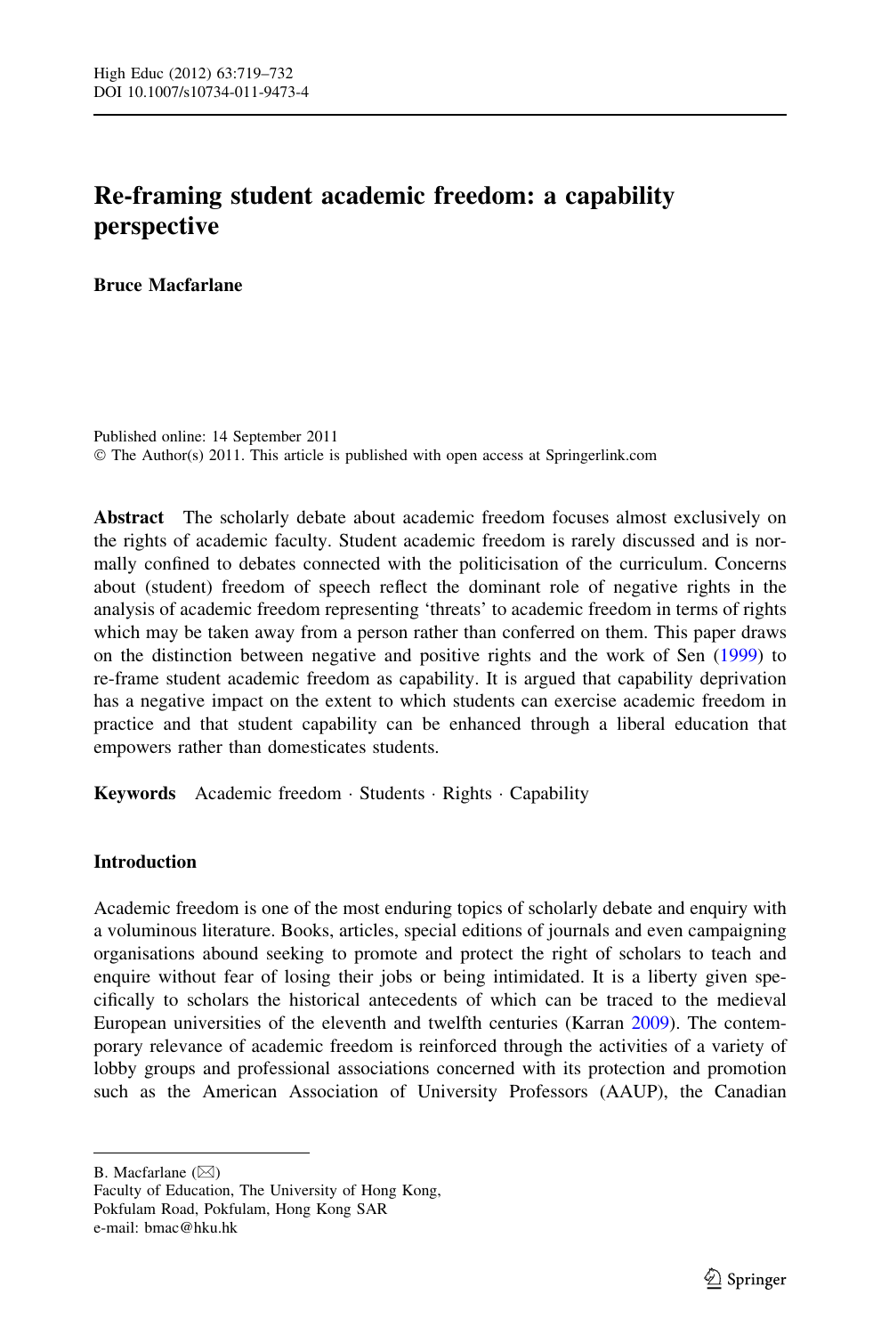# Re-framing student academic freedom: a capability perspective

**Bruce Macfarlane**

Published online: 14 September 2011
© The Author(s) 2011. This article is published with open access at Springerlink.com

**Abstract** The scholarly debate about academic freedom focuses almost exclusively on the rights of academic faculty. Student academic freedom is rarely discussed and is normally confined to debates connected with the politicisation of the curriculum. Concerns about (student) freedom of speech reflect the dominant role of negative rights in the analysis of academic freedom representing 'threats' to academic freedom in terms of rights which may be taken away from a person rather than conferred on them. This paper draws on the distinction between negative and positive rights and the work of Sen (1999) to re-frame student academic freedom as capability. It is argued that capability deprivation has a negative impact on the extent to which students can exercise academic freedom in practice and that student capability can be enhanced through a liberal education that empowers rather than domesticates students.

**Keywords** Academic freedom · Students · Rights · Capability

## Introduction

Academic freedom is one of the most enduring topics of scholarly debate and enquiry with a voluminous literature. Books, articles, special editions of journals and even campaigning organisations abound seeking to promote and protect the right of scholars to teach and enquire without fear of losing their jobs or being intimidated. It is a liberty given specifically to scholars the historical antecedents of which can be traced to the medieval European universities of the eleventh and twelfth centuries (Karran 2009). The contemporary relevance of academic freedom is reinforced through the activities of a variety of lobby groups and professional associations concerned with its protection and promotion such as the American Association of University Professors (AAUP), the Canadian

---

B. Macfarlane (✉)
Faculty of Education, The University of Hong Kong,
Pokfulam Road, Pokfulam, Hong Kong SAR
e-mail: bmac@hku.hk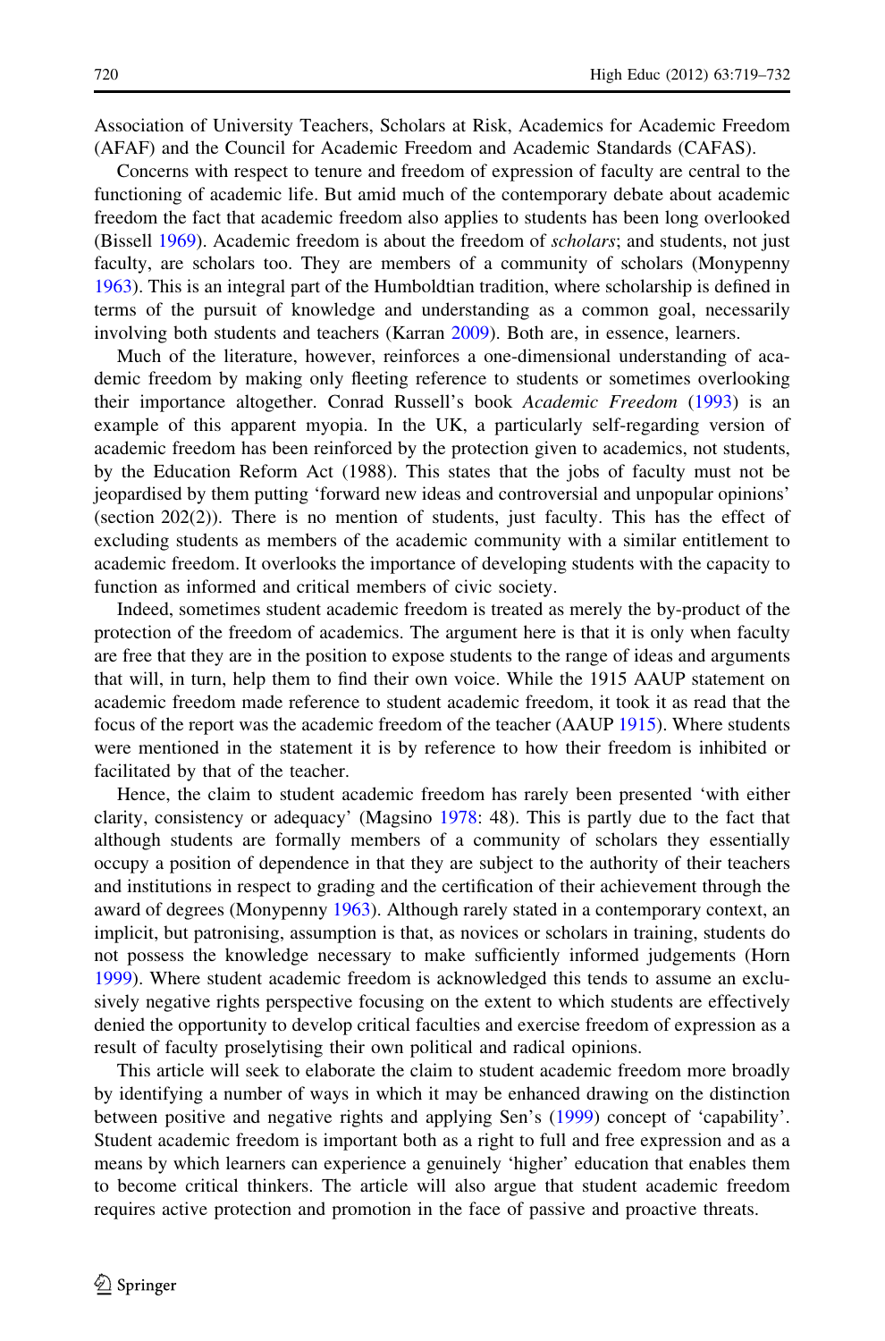Association of University Teachers, Scholars at Risk, Academics for Academic Freedom (AFAF) and the Council for Academic Freedom and Academic Standards (CAFAS).

Concerns with respect to tenure and freedom of expression of faculty are central to the functioning of academic life. But amid much of the contemporary debate about academic freedom the fact that academic freedom also applies to students has been long overlooked (Bissell 1969). Academic freedom is about the freedom of *scholars*; and students, not just faculty, are scholars too. They are members of a community of scholars (Monypenny 1963). This is an integral part of the Humboldtian tradition, where scholarship is defined in terms of the pursuit of knowledge and understanding as a common goal, necessarily involving both students and teachers (Karran 2009). Both are, in essence, learners.

Much of the literature, however, reinforces a one-dimensional understanding of academic freedom by making only fleeting reference to students or sometimes overlooking their importance altogether. Conrad Russell's book *Academic Freedom* (1993) is an example of this apparent myopia. In the UK, a particularly self-regarding version of academic freedom has been reinforced by the protection given to academics, not students, by the Education Reform Act (1988). This states that the jobs of faculty must not be jeopardised by them putting 'forward new ideas and controversial and unpopular opinions' (section 202(2)). There is no mention of students, just faculty. This has the effect of excluding students as members of the academic community with a similar entitlement to academic freedom. It overlooks the importance of developing students with the capacity to function as informed and critical members of civic society.

Indeed, sometimes student academic freedom is treated as merely the by-product of the protection of the freedom of academics. The argument here is that it is only when faculty are free that they are in the position to expose students to the range of ideas and arguments that will, in turn, help them to find their own voice. While the 1915 AAUP statement on academic freedom made reference to student academic freedom, it took it as read that the focus of the report was the academic freedom of the teacher (AAUP 1915). Where students were mentioned in the statement it is by reference to how their freedom is inhibited or facilitated by that of the teacher.

Hence, the claim to student academic freedom has rarely been presented 'with either clarity, consistency or adequacy' (Magsino 1978: 48). This is partly due to the fact that although students are formally members of a community of scholars they essentially occupy a position of dependence in that they are subject to the authority of their teachers and institutions in respect to grading and the certification of their achievement through the award of degrees (Monypenny 1963). Although rarely stated in a contemporary context, an implicit, but patronising, assumption is that, as novices or scholars in training, students do not possess the knowledge necessary to make sufficiently informed judgements (Horn 1999). Where student academic freedom is acknowledged this tends to assume an exclusively negative rights perspective focusing on the extent to which students are effectively denied the opportunity to develop critical faculties and exercise freedom of expression as a result of faculty proselytising their own political and radical opinions.

This article will seek to elaborate the claim to student academic freedom more broadly by identifying a number of ways in which it may be enhanced drawing on the distinction between positive and negative rights and applying Sen's (1999) concept of 'capability'. Student academic freedom is important both as a right to full and free expression and as a means by which learners can experience a genuinely 'higher' education that enables them to become critical thinkers. The article will also argue that student academic freedom requires active protection and promotion in the face of passive and proactive threats.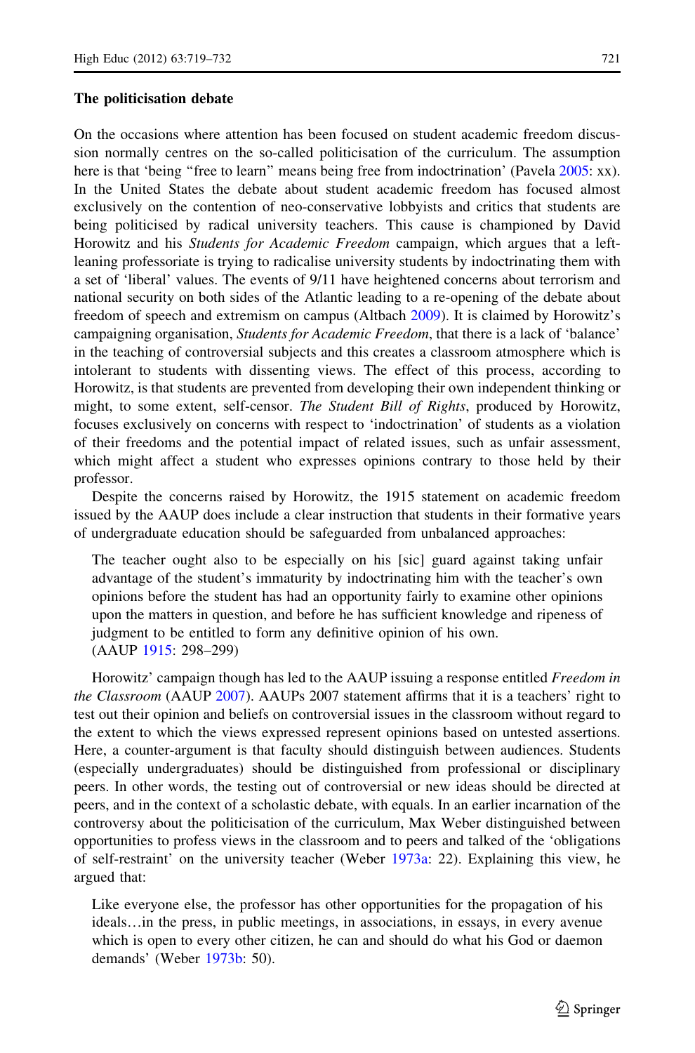### The politicisation debate

On the occasions where attention has been focused on student academic freedom discussion normally centres on the so-called politicisation of the curriculum. The assumption here is that 'being "free to learn" means being free from indoctrination' (Pavela 2005: xx). In the United States the debate about student academic freedom has focused almost exclusively on the contention of neo-conservative lobbyists and critics that students are being politicised by radical university teachers. This cause is championed by David Horowitz and his *Students for Academic Freedom* campaign, which argues that a left-leaning professoriate is trying to radicalise university students by indoctrinating them with a set of 'liberal' values. The events of 9/11 have heightened concerns about terrorism and national security on both sides of the Atlantic leading to a re-opening of the debate about freedom of speech and extremism on campus (Altbach 2009). It is claimed by Horowitz's campaigning organisation, *Students for Academic Freedom*, that there is a lack of 'balance' in the teaching of controversial subjects and this creates a classroom atmosphere which is intolerant to students with dissenting views. The effect of this process, according to Horowitz, is that students are prevented from developing their own independent thinking or might, to some extent, self-censor. *The Student Bill of Rights*, produced by Horowitz, focuses exclusively on concerns with respect to 'indoctrination' of students as a violation of their freedoms and the potential impact of related issues, such as unfair assessment, which might affect a student who expresses opinions contrary to those held by their professor.

Despite the concerns raised by Horowitz, the 1915 statement on academic freedom issued by the AAUP does include a clear instruction that students in their formative years of undergraduate education should be safeguarded from unbalanced approaches:

> The teacher ought also to be especially on his [sic] guard against taking unfair advantage of the student's immaturity by indoctrinating him with the teacher's own opinions before the student has had an opportunity fairly to examine other opinions upon the matters in question, and before he has sufficient knowledge and ripeness of judgment to be entitled to form any definitive opinion of his own.
> (AAUP 1915: 298–299)

Horowitz' campaign though has led to the AAUP issuing a response entitled *Freedom in the Classroom* (AAUP 2007). AAUPs 2007 statement affirms that it is a teachers' right to test out their opinion and beliefs on controversial issues in the classroom without regard to the extent to which the views expressed represent opinions based on untested assertions. Here, a counter-argument is that faculty should distinguish between audiences. Students (especially undergraduates) should be distinguished from professional or disciplinary peers. In other words, the testing out of controversial or new ideas should be directed at peers, and in the context of a scholastic debate, with equals. In an earlier incarnation of the controversy about the politicisation of the curriculum, Max Weber distinguished between opportunities to profess views in the classroom and to peers and talked of the 'obligations of self-restraint' on the university teacher (Weber 1973a: 22). Explaining this view, he argued that:

> Like everyone else, the professor has other opportunities for the propagation of his ideals…in the press, in public meetings, in associations, in essays, in every avenue which is open to every other citizen, he can and should do what his God or daemon demands' (Weber 1973b: 50).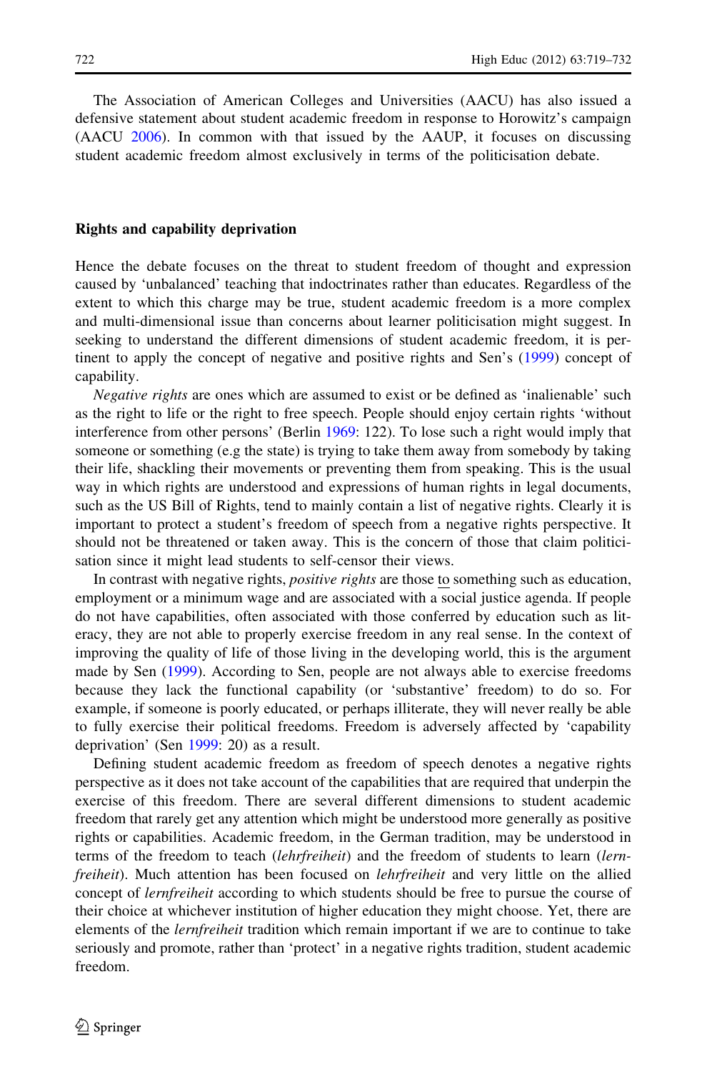The Association of American Colleges and Universities (AACU) has also issued a defensive statement about student academic freedom in response to Horowitz's campaign (AACU 2006). In common with that issued by the AAUP, it focuses on discussing student academic freedom almost exclusively in terms of the politicisation debate.

## Rights and capability deprivation

Hence the debate focuses on the threat to student freedom of thought and expression caused by 'unbalanced' teaching that indoctrinates rather than educates. Regardless of the extent to which this charge may be true, student academic freedom is a more complex and multi-dimensional issue than concerns about learner politicisation might suggest. In seeking to understand the different dimensions of student academic freedom, it is pertinent to apply the concept of negative and positive rights and Sen's (1999) concept of capability.

*Negative rights* are ones which are assumed to exist or be defined as 'inalienable' such as the right to life or the right to free speech. People should enjoy certain rights 'without interference from other persons' (Berlin 1969: 122). To lose such a right would imply that someone or something (e.g the state) is trying to take them away from somebody by taking their life, shackling their movements or preventing them from speaking. This is the usual way in which rights are understood and expressions of human rights in legal documents, such as the US Bill of Rights, tend to mainly contain a list of negative rights. Clearly it is important to protect a student's freedom of speech from a negative rights perspective. It should not be threatened or taken away. This is the concern of those that claim politicisation since it might lead students to self-censor their views.

In contrast with negative rights, *positive rights* are those to something such as education, employment or a minimum wage and are associated with a social justice agenda. If people do not have capabilities, often associated with those conferred by education such as literacy, they are not able to properly exercise freedom in any real sense. In the context of improving the quality of life of those living in the developing world, this is the argument made by Sen (1999). According to Sen, people are not always able to exercise freedoms because they lack the functional capability (or 'substantive' freedom) to do so. For example, if someone is poorly educated, or perhaps illiterate, they will never really be able to fully exercise their political freedoms. Freedom is adversely affected by 'capability deprivation' (Sen 1999: 20) as a result.

Defining student academic freedom as freedom of speech denotes a negative rights perspective as it does not take account of the capabilities that are required that underpin the exercise of this freedom. There are several different dimensions to student academic freedom that rarely get any attention which might be understood more generally as positive rights or capabilities. Academic freedom, in the German tradition, may be understood in terms of the freedom to teach (*lehrfreiheit*) and the freedom of students to learn (*lernfreiheit*). Much attention has been focused on *lehrfreiheit* and very little on the allied concept of *lernfreiheit* according to which students should be free to pursue the course of their choice at whichever institution of higher education they might choose. Yet, there are elements of the *lernfreiheit* tradition which remain important if we are to continue to take seriously and promote, rather than 'protect' in a negative rights tradition, student academic freedom.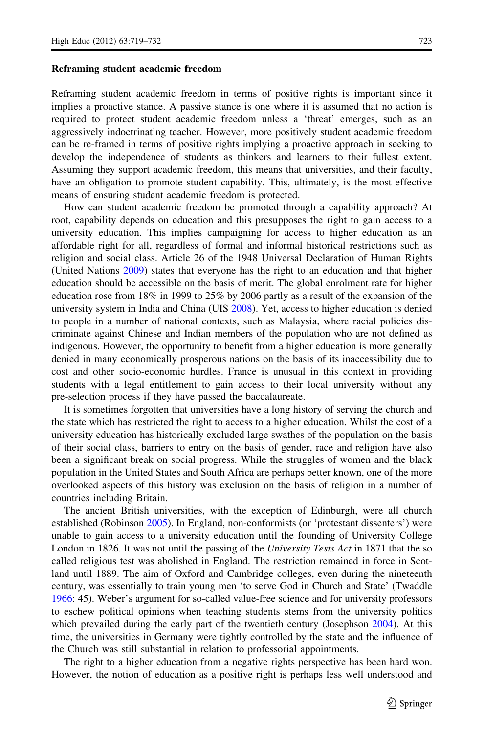### Reframing student academic freedom

Reframing student academic freedom in terms of positive rights is important since it implies a proactive stance. A passive stance is one where it is assumed that no action is required to protect student academic freedom unless a 'threat' emerges, such as an aggressively indoctrinating teacher. However, more positively student academic freedom can be re-framed in terms of positive rights implying a proactive approach in seeking to develop the independence of students as thinkers and learners to their fullest extent. Assuming they support academic freedom, this means that universities, and their faculty, have an obligation to promote student capability. This, ultimately, is the most effective means of ensuring student academic freedom is protected.

How can student academic freedom be promoted through a capability approach? At root, capability depends on education and this presupposes the right to gain access to a university education. This implies campaigning for access to higher education as an affordable right for all, regardless of formal and informal historical restrictions such as religion and social class. Article 26 of the 1948 Universal Declaration of Human Rights (United Nations 2009) states that everyone has the right to an education and that higher education should be accessible on the basis of merit. The global enrolment rate for higher education rose from 18% in 1999 to 25% by 2006 partly as a result of the expansion of the university system in India and China (UIS 2008). Yet, access to higher education is denied to people in a number of national contexts, such as Malaysia, where racial policies discriminate against Chinese and Indian members of the population who are not defined as indigenous. However, the opportunity to benefit from a higher education is more generally denied in many economically prosperous nations on the basis of its inaccessibility due to cost and other socio-economic hurdles. France is unusual in this context in providing students with a legal entitlement to gain access to their local university without any pre-selection process if they have passed the baccalaureate.

It is sometimes forgotten that universities have a long history of serving the church and the state which has restricted the right to access to a higher education. Whilst the cost of a university education has historically excluded large swathes of the population on the basis of their social class, barriers to entry on the basis of gender, race and religion have also been a significant break on social progress. While the struggles of women and the black population in the United States and South Africa are perhaps better known, one of the more overlooked aspects of this history was exclusion on the basis of religion in a number of countries including Britain.

The ancient British universities, with the exception of Edinburgh, were all church established (Robinson 2005). In England, non-conformists (or 'protestant dissenters') were unable to gain access to a university education until the founding of University College London in 1826. It was not until the passing of the *University Tests Act* in 1871 that the so called religious test was abolished in England. The restriction remained in force in Scotland until 1889. The aim of Oxford and Cambridge colleges, even during the nineteenth century, was essentially to train young men 'to serve God in Church and State' (Twaddle 1966: 45). Weber's argument for so-called value-free science and for university professors to eschew political opinions when teaching students stems from the university politics which prevailed during the early part of the twentieth century (Josephson 2004). At this time, the universities in Germany were tightly controlled by the state and the influence of the Church was still substantial in relation to professorial appointments.

The right to a higher education from a negative rights perspective has been hard won. However, the notion of education as a positive right is perhaps less well understood and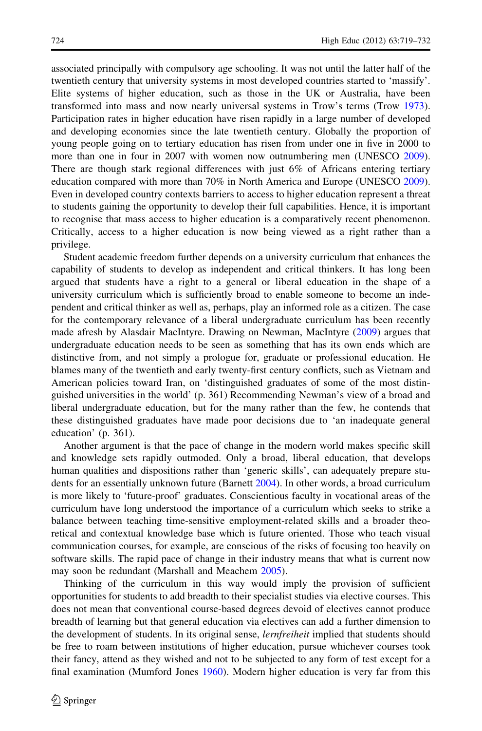associated principally with compulsory age schooling. It was not until the latter half of the twentieth century that university systems in most developed countries started to 'massify'. Elite systems of higher education, such as those in the UK or Australia, have been transformed into mass and now nearly universal systems in Trow's terms (Trow 1973). Participation rates in higher education have risen rapidly in a large number of developed and developing economies since the late twentieth century. Globally the proportion of young people going on to tertiary education has risen from under one in five in 2000 to more than one in four in 2007 with women now outnumbering men (UNESCO 2009). There are though stark regional differences with just 6% of Africans entering tertiary education compared with more than 70% in North America and Europe (UNESCO 2009). Even in developed country contexts barriers to access to higher education represent a threat to students gaining the opportunity to develop their full capabilities. Hence, it is important to recognise that mass access to higher education is a comparatively recent phenomenon. Critically, access to a higher education is now being viewed as a right rather than a privilege.

Student academic freedom further depends on a university curriculum that enhances the capability of students to develop as independent and critical thinkers. It has long been argued that students have a right to a general or liberal education in the shape of a university curriculum which is sufficiently broad to enable someone to become an independent and critical thinker as well as, perhaps, play an informed role as a citizen. The case for the contemporary relevance of a liberal undergraduate curriculum has been recently made afresh by Alasdair MacIntyre. Drawing on Newman, MacIntyre (2009) argues that undergraduate education needs to be seen as something that has its own ends which are distinctive from, and not simply a prologue for, graduate or professional education. He blames many of the twentieth and early twenty-first century conflicts, such as Vietnam and American policies toward Iran, on 'distinguished graduates of some of the most distinguished universities in the world' (p. 361) Recommending Newman's view of a broad and liberal undergraduate education, but for the many rather than the few, he contends that these distinguished graduates have made poor decisions due to 'an inadequate general education' (p. 361).

Another argument is that the pace of change in the modern world makes specific skill and knowledge sets rapidly outmoded. Only a broad, liberal education, that develops human qualities and dispositions rather than 'generic skills', can adequately prepare students for an essentially unknown future (Barnett 2004). In other words, a broad curriculum is more likely to 'future-proof' graduates. Conscientious faculty in vocational areas of the curriculum have long understood the importance of a curriculum which seeks to strike a balance between teaching time-sensitive employment-related skills and a broader theoretical and contextual knowledge base which is future oriented. Those who teach visual communication courses, for example, are conscious of the risks of focusing too heavily on software skills. The rapid pace of change in their industry means that what is current now may soon be redundant (Marshall and Meachem 2005).

Thinking of the curriculum in this way would imply the provision of sufficient opportunities for students to add breadth to their specialist studies via elective courses. This does not mean that conventional course-based degrees devoid of electives cannot produce breadth of learning but that general education via electives can add a further dimension to the development of students. In its original sense, *lernfreiheit* implied that students should be free to roam between institutions of higher education, pursue whichever courses took their fancy, attend as they wished and not to be subjected to any form of test except for a final examination (Mumford Jones 1960). Modern higher education is very far from this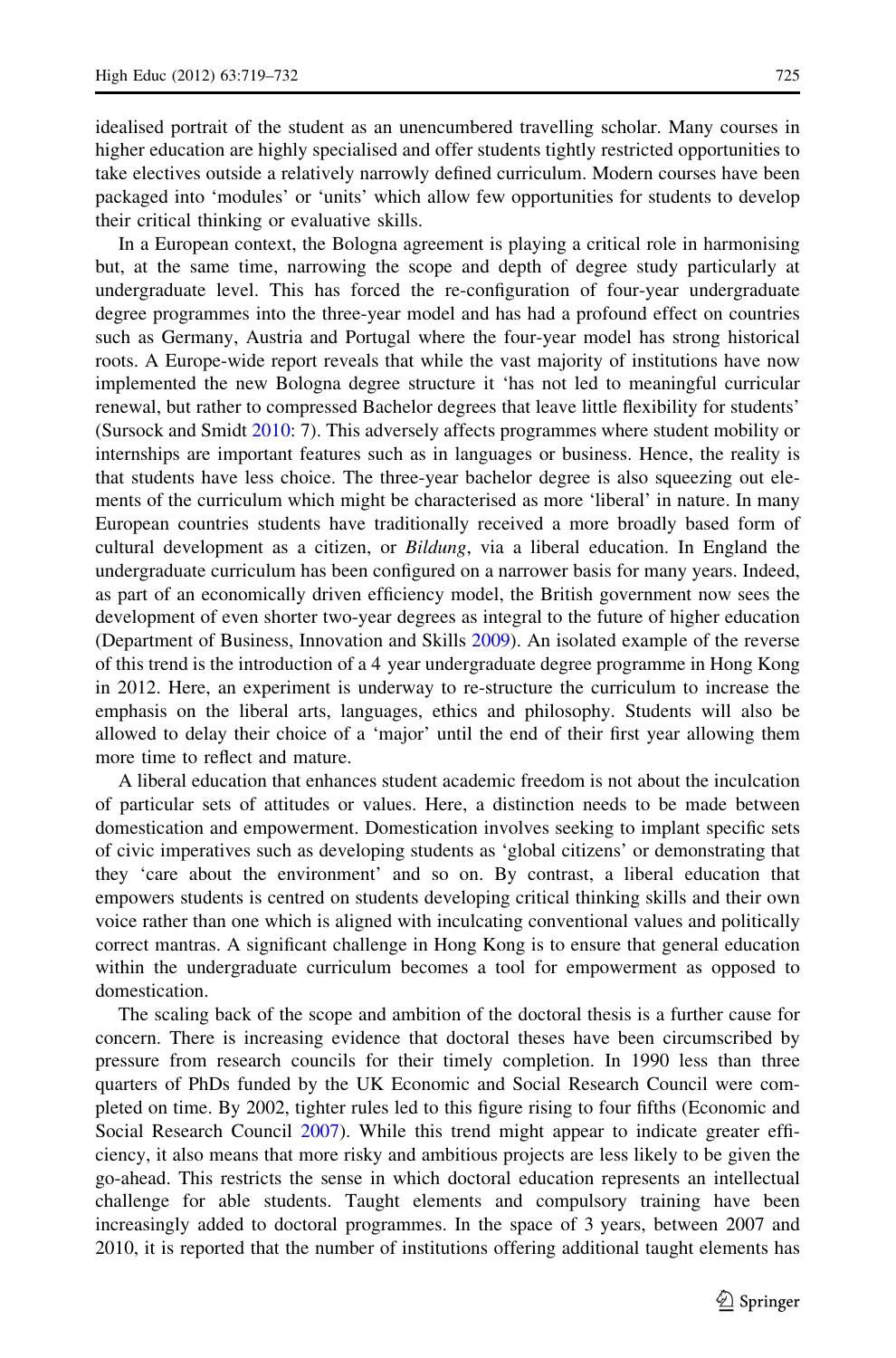idealised portrait of the student as an unencumbered travelling scholar. Many courses in higher education are highly specialised and offer students tightly restricted opportunities to take electives outside a relatively narrowly defined curriculum. Modern courses have been packaged into 'modules' or 'units' which allow few opportunities for students to develop their critical thinking or evaluative skills.

In a European context, the Bologna agreement is playing a critical role in harmonising but, at the same time, narrowing the scope and depth of degree study particularly at undergraduate level. This has forced the re-configuration of four-year undergraduate degree programmes into the three-year model and has had a profound effect on countries such as Germany, Austria and Portugal where the four-year model has strong historical roots. A Europe-wide report reveals that while the vast majority of institutions have now implemented the new Bologna degree structure it 'has not led to meaningful curricular renewal, but rather to compressed Bachelor degrees that leave little flexibility for students' (Sursock and Smidt 2010: 7). This adversely affects programmes where student mobility or internships are important features such as in languages or business. Hence, the reality is that students have less choice. The three-year bachelor degree is also squeezing out elements of the curriculum which might be characterised as more 'liberal' in nature. In many European countries students have traditionally received a more broadly based form of cultural development as a citizen, or *Bildung*, via a liberal education. In England the undergraduate curriculum has been configured on a narrower basis for many years. Indeed, as part of an economically driven efficiency model, the British government now sees the development of even shorter two-year degrees as integral to the future of higher education (Department of Business, Innovation and Skills 2009). An isolated example of the reverse of this trend is the introduction of a 4 year undergraduate degree programme in Hong Kong in 2012. Here, an experiment is underway to re-structure the curriculum to increase the emphasis on the liberal arts, languages, ethics and philosophy. Students will also be allowed to delay their choice of a 'major' until the end of their first year allowing them more time to reflect and mature.

A liberal education that enhances student academic freedom is not about the inculcation of particular sets of attitudes or values. Here, a distinction needs to be made between domestication and empowerment. Domestication involves seeking to implant specific sets of civic imperatives such as developing students as 'global citizens' or demonstrating that they 'care about the environment' and so on. By contrast, a liberal education that empowers students is centred on students developing critical thinking skills and their own voice rather than one which is aligned with inculcating conventional values and politically correct mantras. A significant challenge in Hong Kong is to ensure that general education within the undergraduate curriculum becomes a tool for empowerment as opposed to domestication.

The scaling back of the scope and ambition of the doctoral thesis is a further cause for concern. There is increasing evidence that doctoral theses have been circumscribed by pressure from research councils for their timely completion. In 1990 less than three quarters of PhDs funded by the UK Economic and Social Research Council were completed on time. By 2002, tighter rules led to this figure rising to four fifths (Economic and Social Research Council 2007). While this trend might appear to indicate greater efficiency, it also means that more risky and ambitious projects are less likely to be given the go-ahead. This restricts the sense in which doctoral education represents an intellectual challenge for able students. Taught elements and compulsory training have been increasingly added to doctoral programmes. In the space of 3 years, between 2007 and 2010, it is reported that the number of institutions offering additional taught elements has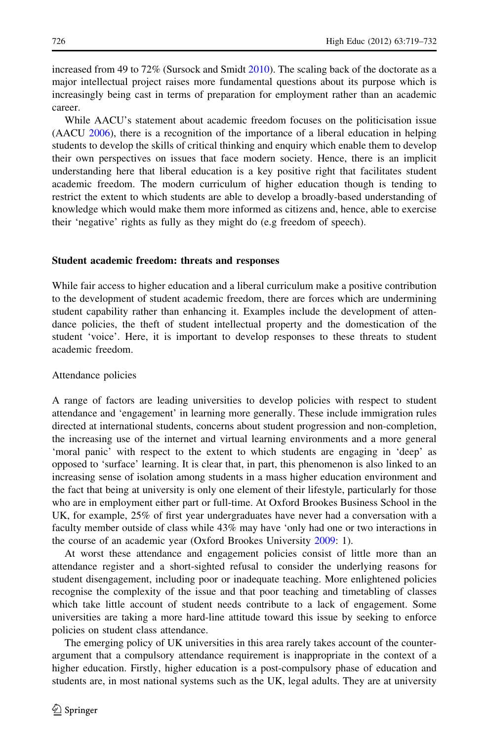increased from 49 to 72% (Sursock and Smidt 2010). The scaling back of the doctorate as a major intellectual project raises more fundamental questions about its purpose which is increasingly being cast in terms of preparation for employment rather than an academic career.

While AACU's statement about academic freedom focuses on the politicisation issue (AACU 2006), there is a recognition of the importance of a liberal education in helping students to develop the skills of critical thinking and enquiry which enable them to develop their own perspectives on issues that face modern society. Hence, there is an implicit understanding here that liberal education is a key positive right that facilitates student academic freedom. The modern curriculum of higher education though is tending to restrict the extent to which students are able to develop a broadly-based understanding of knowledge which would make them more informed as citizens and, hence, able to exercise their 'negative' rights as fully as they might do (e.g freedom of speech).

## Student academic freedom: threats and responses

While fair access to higher education and a liberal curriculum make a positive contribution to the development of student academic freedom, there are forces which are undermining student capability rather than enhancing it. Examples include the development of attendance policies, the theft of student intellectual property and the domestication of the student 'voice'. Here, it is important to develop responses to these threats to student academic freedom.

### Attendance policies

A range of factors are leading universities to develop policies with respect to student attendance and 'engagement' in learning more generally. These include immigration rules directed at international students, concerns about student progression and non-completion, the increasing use of the internet and virtual learning environments and a more general 'moral panic' with respect to the extent to which students are engaging in 'deep' as opposed to 'surface' learning. It is clear that, in part, this phenomenon is also linked to an increasing sense of isolation among students in a mass higher education environment and the fact that being at university is only one element of their lifestyle, particularly for those who are in employment either part or full-time. At Oxford Brookes Business School in the UK, for example, 25% of first year undergraduates have never had a conversation with a faculty member outside of class while 43% may have 'only had one or two interactions in the course of an academic year (Oxford Brookes University 2009: 1).

At worst these attendance and engagement policies consist of little more than an attendance register and a short-sighted refusal to consider the underlying reasons for student disengagement, including poor or inadequate teaching. More enlightened policies recognise the complexity of the issue and that poor teaching and timetabling of classes which take little account of student needs contribute to a lack of engagement. Some universities are taking a more hard-line attitude toward this issue by seeking to enforce policies on student class attendance.

The emerging policy of UK universities in this area rarely takes account of the counter-argument that a compulsory attendance requirement is inappropriate in the context of a higher education. Firstly, higher education is a post-compulsory phase of education and students are, in most national systems such as the UK, legal adults. They are at university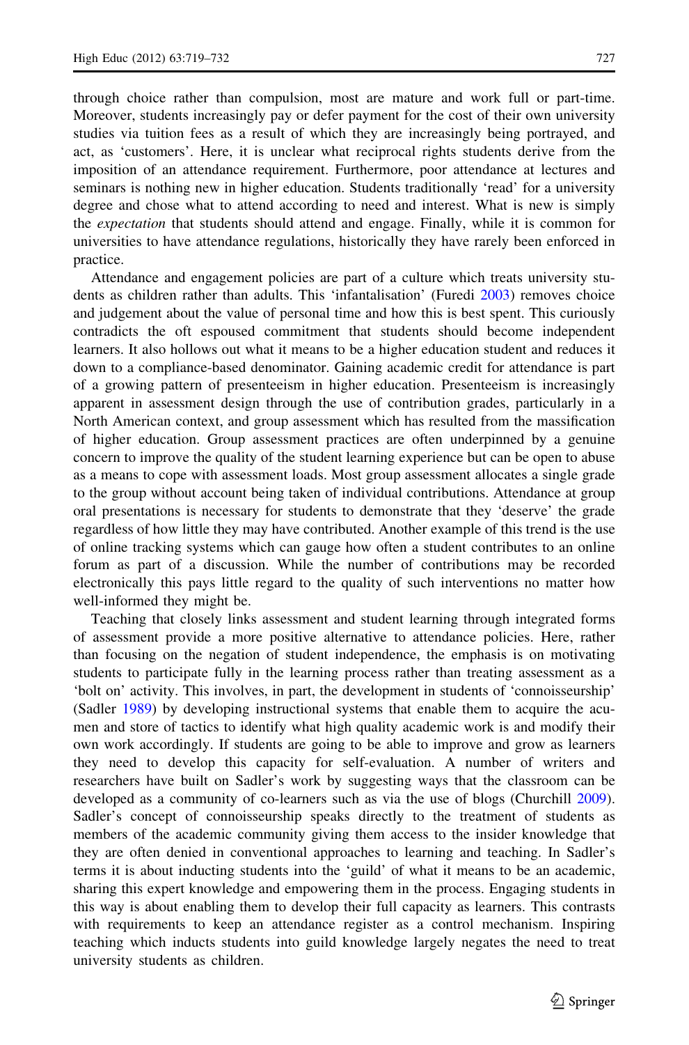through choice rather than compulsion, most are mature and work full or part-time. Moreover, students increasingly pay or defer payment for the cost of their own university studies via tuition fees as a result of which they are increasingly being portrayed, and act, as 'customers'. Here, it is unclear what reciprocal rights students derive from the imposition of an attendance requirement. Furthermore, poor attendance at lectures and seminars is nothing new in higher education. Students traditionally 'read' for a university degree and chose what to attend according to need and interest. What is new is simply the *expectation* that students should attend and engage. Finally, while it is common for universities to have attendance regulations, historically they have rarely been enforced in practice.

Attendance and engagement policies are part of a culture which treats university students as children rather than adults. This 'infantalisation' (Furedi 2003) removes choice and judgement about the value of personal time and how this is best spent. This curiously contradicts the oft espoused commitment that students should become independent learners. It also hollows out what it means to be a higher education student and reduces it down to a compliance-based denominator. Gaining academic credit for attendance is part of a growing pattern of presenteeism in higher education. Presenteeism is increasingly apparent in assessment design through the use of contribution grades, particularly in a North American context, and group assessment which has resulted from the massification of higher education. Group assessment practices are often underpinned by a genuine concern to improve the quality of the student learning experience but can be open to abuse as a means to cope with assessment loads. Most group assessment allocates a single grade to the group without account being taken of individual contributions. Attendance at group oral presentations is necessary for students to demonstrate that they 'deserve' the grade regardless of how little they may have contributed. Another example of this trend is the use of online tracking systems which can gauge how often a student contributes to an online forum as part of a discussion. While the number of contributions may be recorded electronically this pays little regard to the quality of such interventions no matter how well-informed they might be.

Teaching that closely links assessment and student learning through integrated forms of assessment provide a more positive alternative to attendance policies. Here, rather than focusing on the negation of student independence, the emphasis is on motivating students to participate fully in the learning process rather than treating assessment as a 'bolt on' activity. This involves, in part, the development in students of 'connoisseurship' (Sadler 1989) by developing instructional systems that enable them to acquire the acumen and store of tactics to identify what high quality academic work is and modify their own work accordingly. If students are going to be able to improve and grow as learners they need to develop this capacity for self-evaluation. A number of writers and researchers have built on Sadler's work by suggesting ways that the classroom can be developed as a community of co-learners such as via the use of blogs (Churchill 2009). Sadler's concept of connoisseurship speaks directly to the treatment of students as members of the academic community giving them access to the insider knowledge that they are often denied in conventional approaches to learning and teaching. In Sadler's terms it is about inducting students into the 'guild' of what it means to be an academic, sharing this expert knowledge and empowering them in the process. Engaging students in this way is about enabling them to develop their full capacity as learners. This contrasts with requirements to keep an attendance register as a control mechanism. Inspiring teaching which inducts students into guild knowledge largely negates the need to treat university students as children.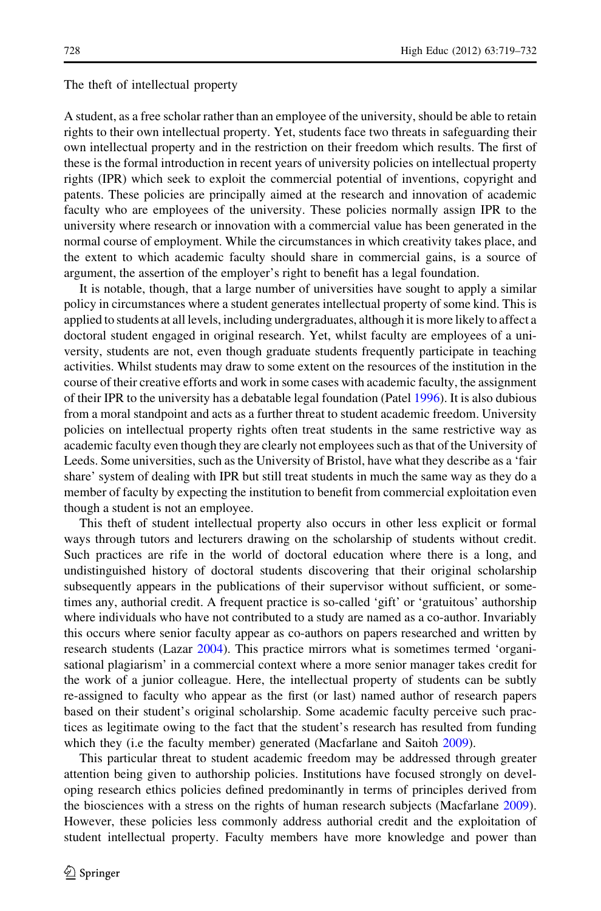## The theft of intellectual property

A student, as a free scholar rather than an employee of the university, should be able to retain rights to their own intellectual property. Yet, students face two threats in safeguarding their own intellectual property and in the restriction on their freedom which results. The first of these is the formal introduction in recent years of university policies on intellectual property rights (IPR) which seek to exploit the commercial potential of inventions, copyright and patents. These policies are principally aimed at the research and innovation of academic faculty who are employees of the university. These policies normally assign IPR to the university where research or innovation with a commercial value has been generated in the normal course of employment. While the circumstances in which creativity takes place, and the extent to which academic faculty should share in commercial gains, is a source of argument, the assertion of the employer's right to benefit has a legal foundation.

It is notable, though, that a large number of universities have sought to apply a similar policy in circumstances where a student generates intellectual property of some kind. This is applied to students at all levels, including undergraduates, although it is more likely to affect a doctoral student engaged in original research. Yet, whilst faculty are employees of a university, students are not, even though graduate students frequently participate in teaching activities. Whilst students may draw to some extent on the resources of the institution in the course of their creative efforts and work in some cases with academic faculty, the assignment of their IPR to the university has a debatable legal foundation (Patel 1996). It is also dubious from a moral standpoint and acts as a further threat to student academic freedom. University policies on intellectual property rights often treat students in the same restrictive way as academic faculty even though they are clearly not employees such as that of the University of Leeds. Some universities, such as the University of Bristol, have what they describe as a 'fair share' system of dealing with IPR but still treat students in much the same way as they do a member of faculty by expecting the institution to benefit from commercial exploitation even though a student is not an employee.

This theft of student intellectual property also occurs in other less explicit or formal ways through tutors and lecturers drawing on the scholarship of students without credit. Such practices are rife in the world of doctoral education where there is a long, and undistinguished history of doctoral students discovering that their original scholarship subsequently appears in the publications of their supervisor without sufficient, or sometimes any, authorial credit. A frequent practice is so-called 'gift' or 'gratuitous' authorship where individuals who have not contributed to a study are named as a co-author. Invariably this occurs where senior faculty appear as co-authors on papers researched and written by research students (Lazar 2004). This practice mirrors what is sometimes termed 'organisational plagiarism' in a commercial context where a more senior manager takes credit for the work of a junior colleague. Here, the intellectual property of students can be subtly re-assigned to faculty who appear as the first (or last) named author of research papers based on their student's original scholarship. Some academic faculty perceive such practices as legitimate owing to the fact that the student's research has resulted from funding which they (i.e the faculty member) generated (Macfarlane and Saitoh 2009).

This particular threat to student academic freedom may be addressed through greater attention being given to authorship policies. Institutions have focused strongly on developing research ethics policies defined predominantly in terms of principles derived from the biosciences with a stress on the rights of human research subjects (Macfarlane 2009). However, these policies less commonly address authorial credit and the exploitation of student intellectual property. Faculty members have more knowledge and power than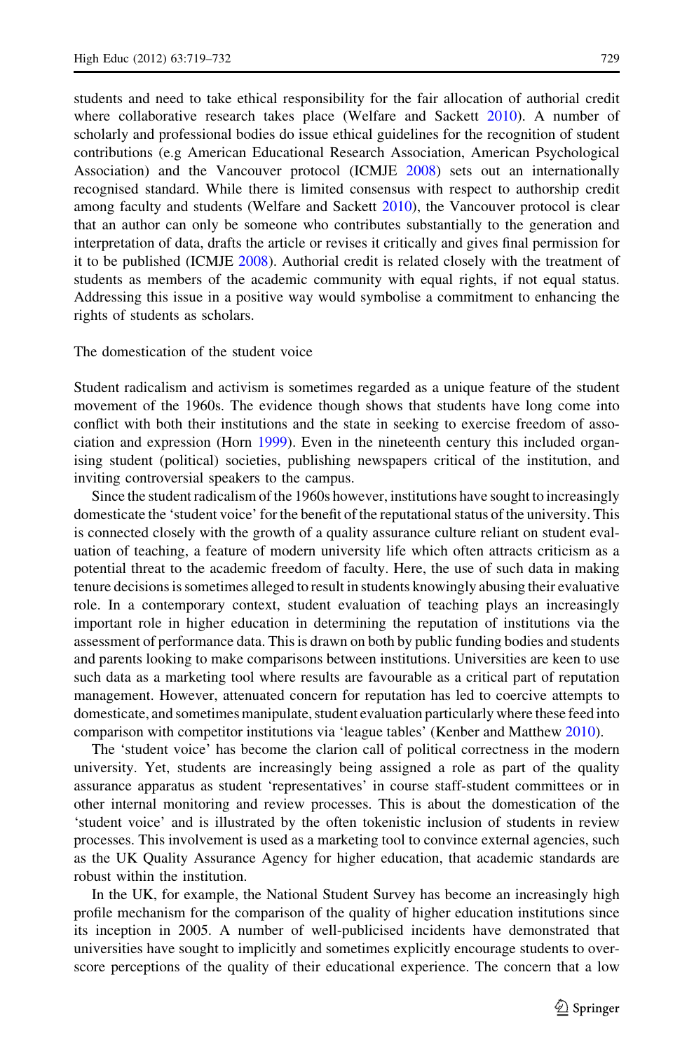students and need to take ethical responsibility for the fair allocation of authorial credit where collaborative research takes place (Welfare and Sackett 2010). A number of scholarly and professional bodies do issue ethical guidelines for the recognition of student contributions (e.g American Educational Research Association, American Psychological Association) and the Vancouver protocol (ICMJE 2008) sets out an internationally recognised standard. While there is limited consensus with respect to authorship credit among faculty and students (Welfare and Sackett 2010), the Vancouver protocol is clear that an author can only be someone who contributes substantially to the generation and interpretation of data, drafts the article or revises it critically and gives final permission for it to be published (ICMJE 2008). Authorial credit is related closely with the treatment of students as members of the academic community with equal rights, if not equal status. Addressing this issue in a positive way would symbolise a commitment to enhancing the rights of students as scholars.

## The domestication of the student voice

Student radicalism and activism is sometimes regarded as a unique feature of the student movement of the 1960s. The evidence though shows that students have long come into conflict with both their institutions and the state in seeking to exercise freedom of association and expression (Horn 1999). Even in the nineteenth century this included organising student (political) societies, publishing newspapers critical of the institution, and inviting controversial speakers to the campus.

Since the student radicalism of the 1960s however, institutions have sought to increasingly domesticate the 'student voice' for the benefit of the reputational status of the university. This is connected closely with the growth of a quality assurance culture reliant on student evaluation of teaching, a feature of modern university life which often attracts criticism as a potential threat to the academic freedom of faculty. Here, the use of such data in making tenure decisions is sometimes alleged to result in students knowingly abusing their evaluative role. In a contemporary context, student evaluation of teaching plays an increasingly important role in higher education in determining the reputation of institutions via the assessment of performance data. This is drawn on both by public funding bodies and students and parents looking to make comparisons between institutions. Universities are keen to use such data as a marketing tool where results are favourable as a critical part of reputation management. However, attenuated concern for reputation has led to coercive attempts to domesticate, and sometimes manipulate, student evaluation particularly where these feed into comparison with competitor institutions via 'league tables' (Kenber and Matthew 2010).

The 'student voice' has become the clarion call of political correctness in the modern university. Yet, students are increasingly being assigned a role as part of the quality assurance apparatus as student 'representatives' in course staff-student committees or in other internal monitoring and review processes. This is about the domestication of the 'student voice' and is illustrated by the often tokenistic inclusion of students in review processes. This involvement is used as a marketing tool to convince external agencies, such as the UK Quality Assurance Agency for higher education, that academic standards are robust within the institution.

In the UK, for example, the National Student Survey has become an increasingly high profile mechanism for the comparison of the quality of higher education institutions since its inception in 2005. A number of well-publicised incidents have demonstrated that universities have sought to implicitly and sometimes explicitly encourage students to over-score perceptions of the quality of their educational experience. The concern that a low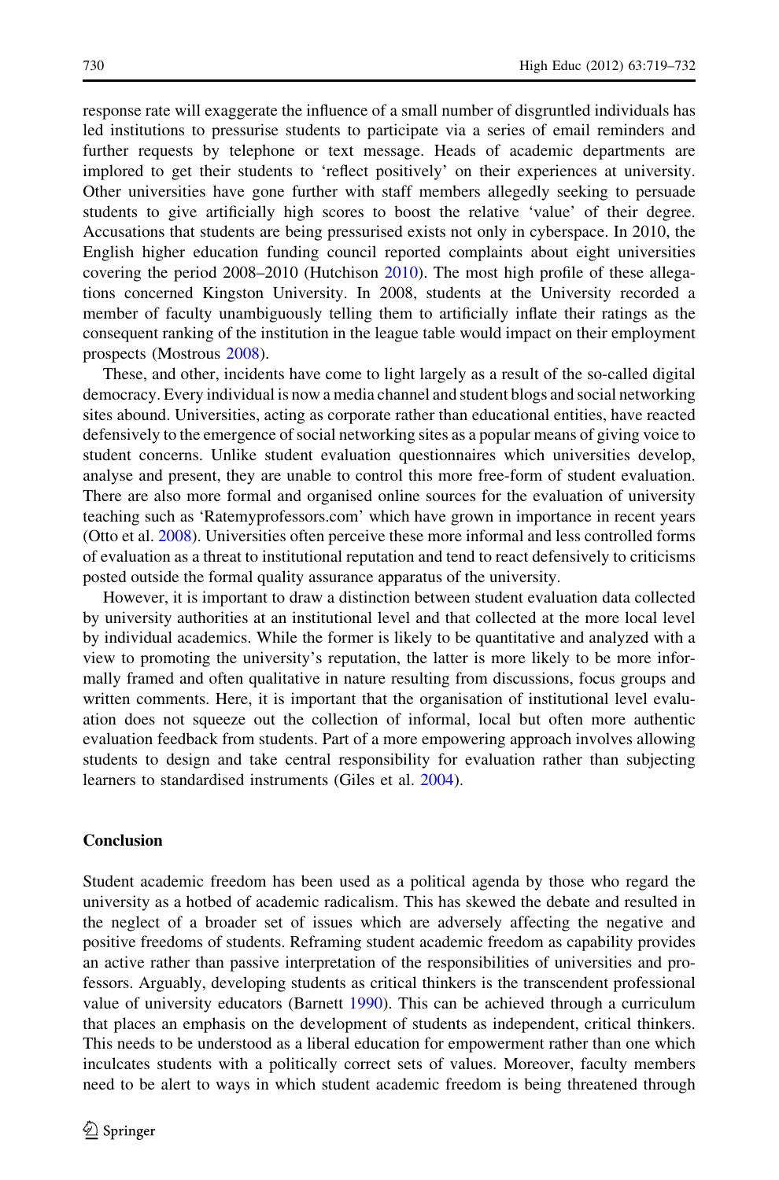response rate will exaggerate the influence of a small number of disgruntled individuals has led institutions to pressurise students to participate via a series of email reminders and further requests by telephone or text message. Heads of academic departments are implored to get their students to 'reflect positively' on their experiences at university. Other universities have gone further with staff members allegedly seeking to persuade students to give artificially high scores to boost the relative 'value' of their degree. Accusations that students are being pressurised exists not only in cyberspace. In 2010, the English higher education funding council reported complaints about eight universities covering the period 2008–2010 (Hutchison 2010). The most high profile of these allegations concerned Kingston University. In 2008, students at the University recorded a member of faculty unambiguously telling them to artificially inflate their ratings as the consequent ranking of the institution in the league table would impact on their employment prospects (Mostrous 2008).

These, and other, incidents have come to light largely as a result of the so-called digital democracy. Every individual is now a media channel and student blogs and social networking sites abound. Universities, acting as corporate rather than educational entities, have reacted defensively to the emergence of social networking sites as a popular means of giving voice to student concerns. Unlike student evaluation questionnaires which universities develop, analyse and present, they are unable to control this more free-form of student evaluation. There are also more formal and organised online sources for the evaluation of university teaching such as 'Ratemyprofessors.com' which have grown in importance in recent years (Otto et al. 2008). Universities often perceive these more informal and less controlled forms of evaluation as a threat to institutional reputation and tend to react defensively to criticisms posted outside the formal quality assurance apparatus of the university.

However, it is important to draw a distinction between student evaluation data collected by university authorities at an institutional level and that collected at the more local level by individual academics. While the former is likely to be quantitative and analyzed with a view to promoting the university's reputation, the latter is more likely to be more informally framed and often qualitative in nature resulting from discussions, focus groups and written comments. Here, it is important that the organisation of institutional level evaluation does not squeeze out the collection of informal, local but often more authentic evaluation feedback from students. Part of a more empowering approach involves allowing students to design and take central responsibility for evaluation rather than subjecting learners to standardised instruments (Giles et al. 2004).

## Conclusion

Student academic freedom has been used as a political agenda by those who regard the university as a hotbed of academic radicalism. This has skewed the debate and resulted in the neglect of a broader set of issues which are adversely affecting the negative and positive freedoms of students. Reframing student academic freedom as capability provides an active rather than passive interpretation of the responsibilities of universities and professors. Arguably, developing students as critical thinkers is the transcendent professional value of university educators (Barnett 1990). This can be achieved through a curriculum that places an emphasis on the development of students as independent, critical thinkers. This needs to be understood as a liberal education for empowerment rather than one which inculcates students with a politically correct sets of values. Moreover, faculty members need to be alert to ways in which student academic freedom is being threatened through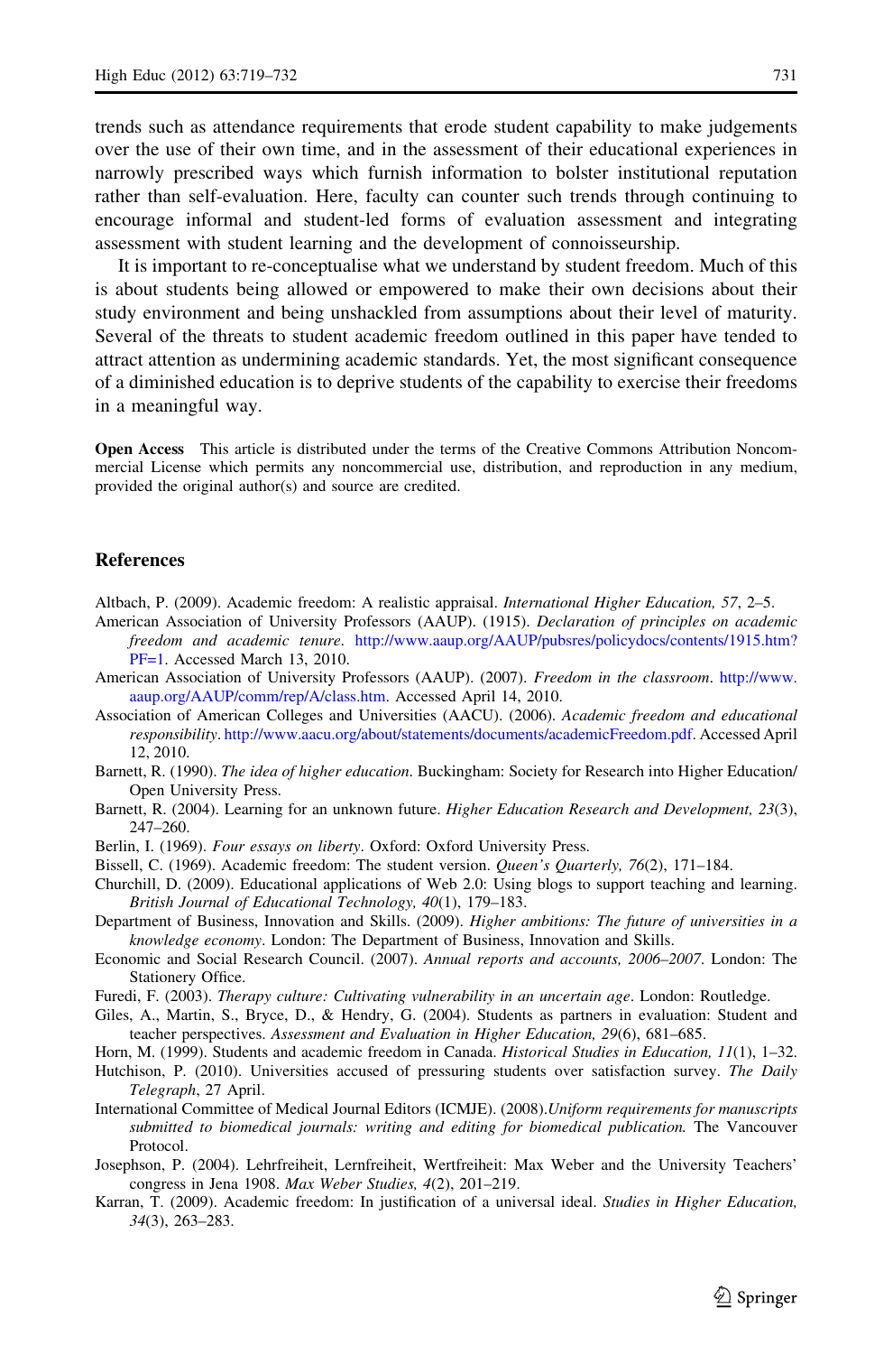trends such as attendance requirements that erode student capability to make judgements over the use of their own time, and in the assessment of their educational experiences in narrowly prescribed ways which furnish information to bolster institutional reputation rather than self-evaluation. Here, faculty can counter such trends through continuing to encourage informal and student-led forms of evaluation assessment and integrating assessment with student learning and the development of connoisseurship.

It is important to re-conceptualise what we understand by student freedom. Much of this is about students being allowed or empowered to make their own decisions about their study environment and being unshackled from assumptions about their level of maturity. Several of the threats to student academic freedom outlined in this paper have tended to attract attention as undermining academic standards. Yet, the most significant consequence of a diminished education is to deprive students of the capability to exercise their freedoms in a meaningful way.

**Open Access** This article is distributed under the terms of the Creative Commons Attribution Noncommercial License which permits any noncommercial use, distribution, and reproduction in any medium, provided the original author(s) and source are credited.

## References

Altbach, P. (2009). Academic freedom: A realistic appraisal. *International Higher Education, 57*, 2–5.

American Association of University Professors (AAUP). (1915). *Declaration of principles on academic freedom and academic tenure*. http://www.aaup.org/AAUP/pubsres/policydocs/contents/1915.htm?PF=1. Accessed March 13, 2010.

American Association of University Professors (AAUP). (2007). *Freedom in the classroom*. http://www.aaup.org/AAUP/comm/rep/A/class.htm. Accessed April 14, 2010.

Association of American Colleges and Universities (AACU). (2006). *Academic freedom and educational responsibility*. http://www.aacu.org/about/statements/documents/academicFreedom.pdf. Accessed April 12, 2010.

Barnett, R. (1990). *The idea of higher education*. Buckingham: Society for Research into Higher Education/Open University Press.

Barnett, R. (2004). Learning for an unknown future. *Higher Education Research and Development, 23*(3), 247–260.

Berlin, I. (1969). *Four essays on liberty*. Oxford: Oxford University Press.

Bissell, C. (1969). Academic freedom: The student version. *Queen's Quarterly, 76*(2), 171–184.

Churchill, D. (2009). Educational applications of Web 2.0: Using blogs to support teaching and learning. *British Journal of Educational Technology, 40*(1), 179–183.

Department of Business, Innovation and Skills. (2009). *Higher ambitions: The future of universities in a knowledge economy*. London: The Department of Business, Innovation and Skills.

Economic and Social Research Council. (2007). *Annual reports and accounts, 2006–2007*. London: The Stationery Office.

Furedi, F. (2003). *Therapy culture: Cultivating vulnerability in an uncertain age*. London: Routledge.

Giles, A., Martin, S., Bryce, D., & Hendry, G. (2004). Students as partners in evaluation: Student and teacher perspectives. *Assessment and Evaluation in Higher Education, 29*(6), 681–685.

Horn, M. (1999). Students and academic freedom in Canada. *Historical Studies in Education, 11*(1), 1–32.

Hutchison, P. (2010). Universities accused of pressuring students over satisfaction survey. *The Daily Telegraph*, 27 April.

International Committee of Medical Journal Editors (ICMJE). (2008).*Uniform requirements for manuscripts submitted to biomedical journals: writing and editing for biomedical publication.* The Vancouver Protocol.

Josephson, P. (2004). Lehrfreiheit, Lernfreiheit, Wertfreiheit: Max Weber and the University Teachers' congress in Jena 1908. *Max Weber Studies, 4*(2), 201–219.

Karran, T. (2009). Academic freedom: In justification of a universal ideal. *Studies in Higher Education, 34*(3), 263–283.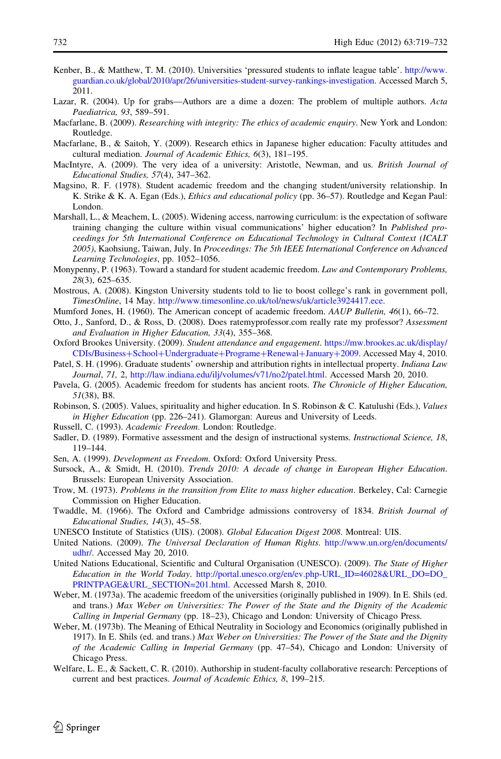Kenber, B., & Matthew, T. M. (2010). Universities 'pressured students to inflate league table'. http://www.guardian.co.uk/global/2010/apr/26/universities-student-survey-rankings-investigation. Accessed March 5, 2011.

Lazar, R. (2004). Up for grabs—Authors are a dime a dozen: The problem of multiple authors. *Acta Paediatrica, 93*, 589–591.

Macfarlane, B. (2009). *Researching with integrity: The ethics of academic enquiry*. New York and London: Routledge.

Macfarlane, B., & Saitoh, Y. (2009). Research ethics in Japanese higher education: Faculty attitudes and cultural mediation. *Journal of Academic Ethics, 6*(3), 181–195.

MacIntyre, A. (2009). The very idea of a university: Aristotle, Newman, and us. *British Journal of Educational Studies, 57*(4), 347–362.

Magsino, R. F. (1978). Student academic freedom and the changing student/university relationship. In K. Strike & K. A. Egan (Eds.), *Ethics and educational policy* (pp. 36–57). Routledge and Kegan Paul: London.

Marshall, L., & Meachem, L. (2005). Widening access, narrowing curriculum: is the expectation of software training changing the culture within visual communications' higher education? In *Published proceedings for 5th International Conference on Educational Technology in Cultural Context (ICALT 2005)*, Kaohsiung, Taiwan, July. In *Proceedings: The 5th IEEE International Conference on Advanced Learning Technologies*, pp. 1052–1056.

Monypenny, P. (1963). Toward a standard for student academic freedom. *Law and Contemporary Problems, 28*(3), 625–635.

Mostrous, A. (2008). Kingston University students told to lie to boost college's rank in government poll, *TimesOnline*, 14 May. http://www.timesonline.co.uk/tol/news/uk/article3924417.ece.

Mumford Jones, H. (1960). The American concept of academic freedom. *AAUP Bulletin, 46*(1), 66–72.

Otto, J., Sanford, D., & Ross, D. (2008). Does ratemyprofessor.com really rate my professor? *Assessment and Evaluation in Higher Education, 33*(4), 355–368.

Oxford Brookes University. (2009). *Student attendance and engagement*. https://mw.brookes.ac.uk/display/CDIs/Business+School+Undergraduate+Programe+Renewal+January+2009. Accessed May 4, 2010.

Patel, S. H. (1996). Graduate students' ownership and attribution rights in intellectual property. *Indiana Law Journal*, *71,* 2, http://law.indiana.edu/ilj/volumes/v71/no2/patel.html. Accessed Marsh 20, 2010.

Pavela, G. (2005). Academic freedom for students has ancient roots. *The Chronicle of Higher Education, 51*(38), B8.

Robinson, S. (2005). Values, spirituality and higher education. In S. Robinson & C. Katulushi (Eds.), *Values in Higher Education* (pp. 226–241). Glamorgan: Aureus and University of Leeds.

Russell, C. (1993). *Academic Freedom.* London: Routledge.

Sadler, D. (1989). Formative assessment and the design of instructional systems. *Instructional Science, 18*, 119–144.

Sen, A. (1999). *Development as Freedom.* Oxford: Oxford University Press.

Sursock, A., & Smidt, H. (2010). *Trends 2010: A decade of change in European Higher Education*. Brussels: European University Association.

Trow, M. (1973). *Problems in the transition from Elite to mass higher education*. Berkeley, Cal: Carnegie Commission on Higher Education.

Twaddle, M. (1966). The Oxford and Cambridge admissions controversy of 1834. *British Journal of Educational Studies, 14*(3), 45–58.

UNESCO Institute of Statistics (UIS). (2008). *Global Education Digest 2008*. Montreal: UIS.

United Nations. (2009). *The Universal Declaration of Human Rights*. http://www.un.org/en/documents/udhr/. Accessed May 20, 2010.

United Nations Educational, Scientific and Cultural Organisation (UNESCO). (2009). *The State of Higher Education in the World Today*. http://portal.unesco.org/en/ev.php-URL_ID=46028&URL_DO=DO_PRINTPAGE&URL_SECTION=201.html. Accessed Marsh 8, 2010.

Weber, M. (1973a). The academic freedom of the universities (originally published in 1909). In E. Shils (ed. and trans.) *Max Weber on Universities: The Power of the State and the Dignity of the Academic Calling in Imperial Germany* (pp. 18–23), Chicago and London: University of Chicago Press.

Weber, M. (1973b). The Meaning of Ethical Neutrality in Sociology and Economics (originally published in 1917). In E. Shils (ed. and trans.) *Max Weber on Universities: The Power of the State and the Dignity of the Academic Calling in Imperial Germany* (pp. 47–54), Chicago and London: University of Chicago Press.

Welfare, L. E., & Sackett, C. R. (2010). Authorship in student-faculty collaborative research: Perceptions of current and best practices. *Journal of Academic Ethics, 8*, 199–215.